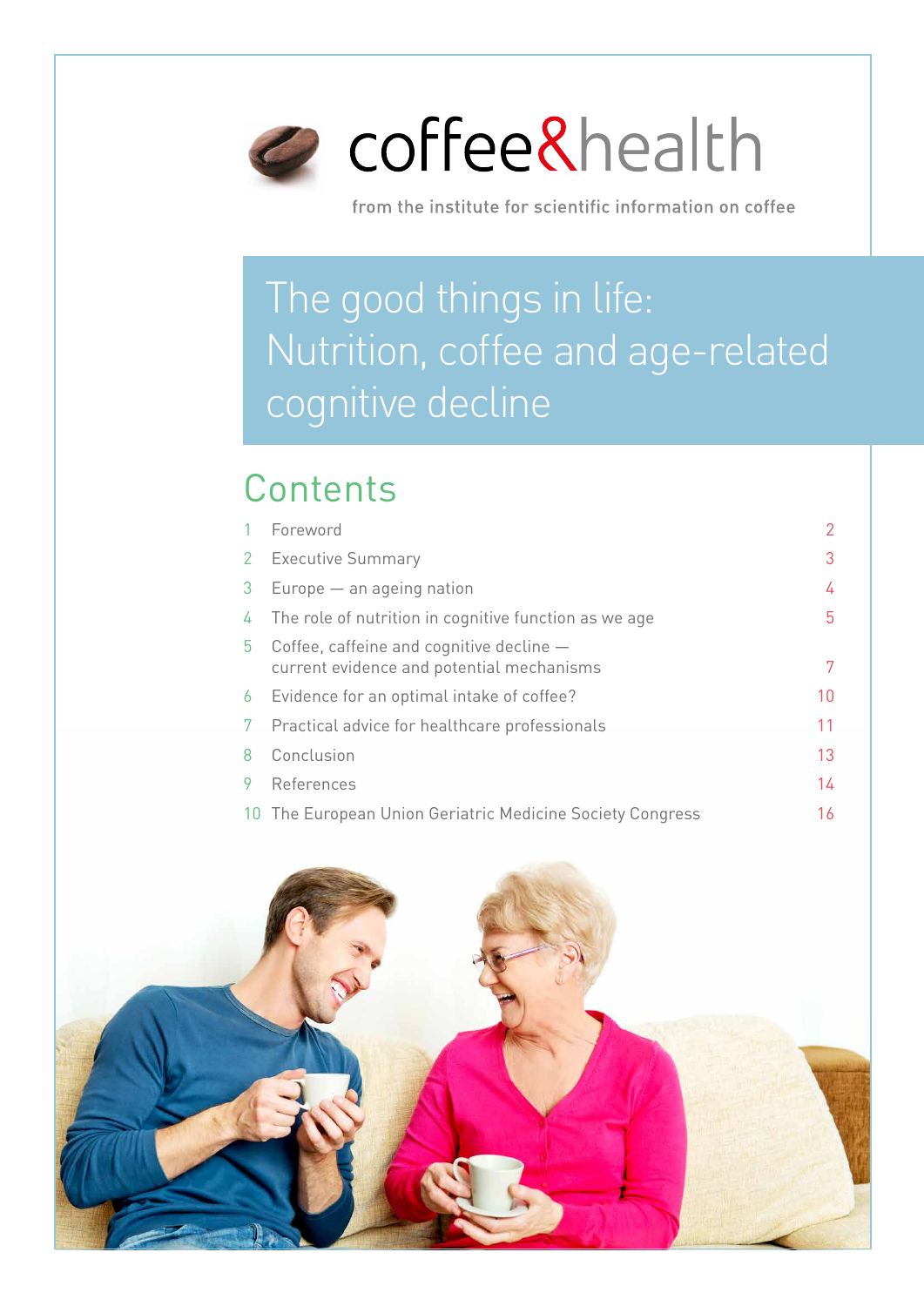coffee&health

from the institute for scientific information on coffee

# The good things in life: Nutrition, coffee and age-related cognitive decline

## Contents

| | | |
|---|---|---|
| 1 | Foreword | 2 |
| 2 | Executive Summary | 3 |
| 3 | Europe — an ageing nation | 4 |
| 4 | The role of nutrition in cognitive function as we age | 5 |
| 5 | Coffee, caffeine and cognitive decline — current evidence and potential mechanisms | 7 |
| 6 | Evidence for an optimal intake of coffee? | 10 |
| 7 | Practical advice for healthcare professionals | 11 |
| 8 | Conclusion | 13 |
| 9 | References | 14 |
| 10 | The European Union Geriatric Medicine Society Congress | 16 |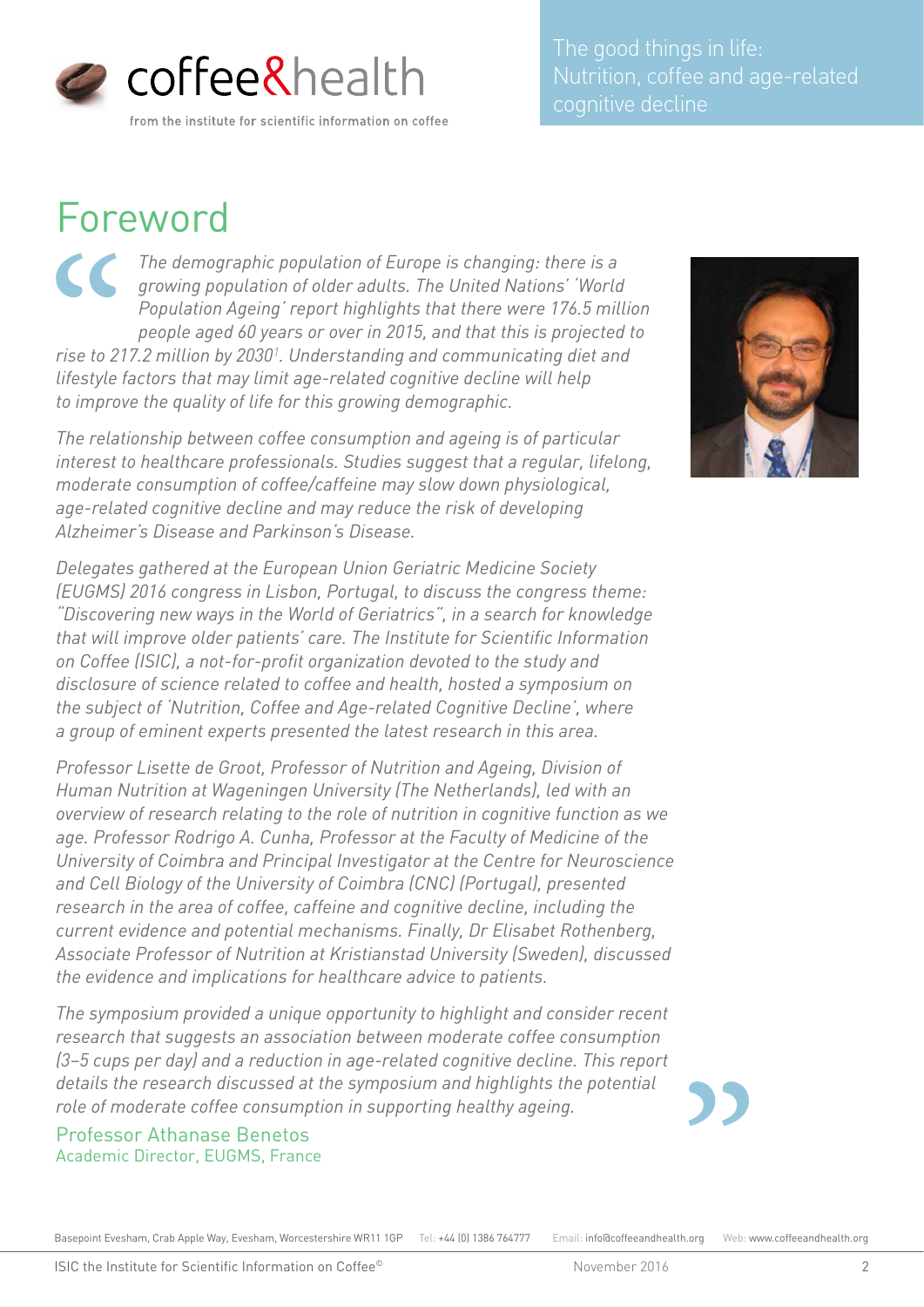# Foreword

*The demographic population of Europe is changing: there is a growing population of older adults. The United Nations' 'World Population Ageing' report highlights that there were 176.5 million people aged 60 years or over in 2015, and that this is projected to rise to 217.2 million by 2030[1]. Understanding and communicating diet and lifestyle factors that may limit age-related cognitive decline will help to improve the quality of life for this growing demographic.*

*The relationship between coffee consumption and ageing is of particular interest to healthcare professionals. Studies suggest that a regular, lifelong, moderate consumption of coffee/caffeine may slow down physiological, age-related cognitive decline and may reduce the risk of developing Alzheimer's Disease and Parkinson's Disease.*

*Delegates gathered at the European Union Geriatric Medicine Society (EUGMS) 2016 congress in Lisbon, Portugal, to discuss the congress theme: "Discovering new ways in the World of Geriatrics", in a search for knowledge that will improve older patients' care. The Institute for Scientific Information on Coffee (ISIC), a not-for-profit organization devoted to the study and disclosure of science related to coffee and health, hosted a symposium on the subject of 'Nutrition, Coffee and Age-related Cognitive Decline', where a group of eminent experts presented the latest research in this area.*

*Professor Lisette de Groot, Professor of Nutrition and Ageing, Division of Human Nutrition at Wageningen University (The Netherlands), led with an overview of research relating to the role of nutrition in cognitive function as we age. Professor Rodrigo A. Cunha, Professor at the Faculty of Medicine of the University of Coimbra and Principal Investigator at the Centre for Neuroscience and Cell Biology of the University of Coimbra (CNC) (Portugal), presented research in the area of coffee, caffeine and cognitive decline, including the current evidence and potential mechanisms. Finally, Dr Elisabet Rothenberg, Associate Professor of Nutrition at Kristianstad University (Sweden), discussed the evidence and implications for healthcare advice to patients.*

*The symposium provided a unique opportunity to highlight and consider recent research that suggests an association between moderate coffee consumption (3–5 cups per day) and a reduction in age-related cognitive decline. This report details the research discussed at the symposium and highlights the potential role of moderate coffee consumption in supporting healthy ageing.*

Professor Athanase Benetos
Academic Director, EUGMS, France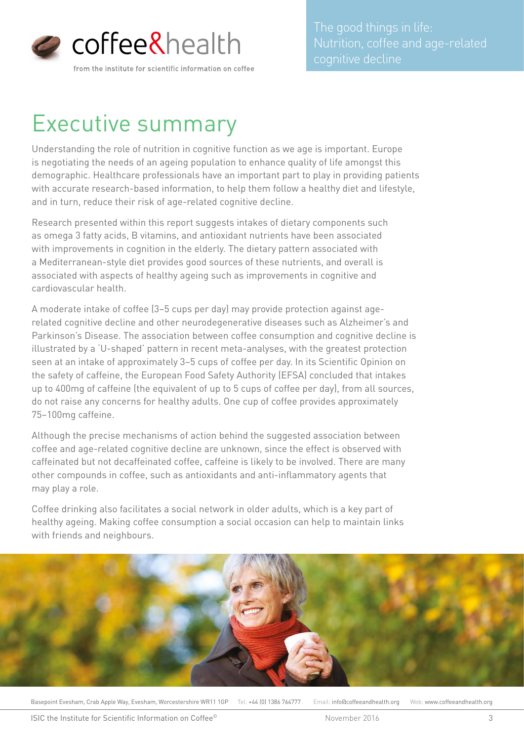# Executive summary

Understanding the role of nutrition in cognitive function as we age is important. Europe is negotiating the needs of an ageing population to enhance quality of life amongst this demographic. Healthcare professionals have an important part to play in providing patients with accurate research-based information, to help them follow a healthy diet and lifestyle, and in turn, reduce their risk of age-related cognitive decline.

Research presented within this report suggests intakes of dietary components such as omega 3 fatty acids, B vitamins, and antioxidant nutrients have been associated with improvements in cognition in the elderly. The dietary pattern associated with a Mediterranean-style diet provides good sources of these nutrients, and overall is associated with aspects of healthy ageing such as improvements in cognitive and cardiovascular health.

A moderate intake of coffee (3–5 cups per day) may provide protection against age-related cognitive decline and other neurodegenerative diseases such as Alzheimer's and Parkinson's Disease. The association between coffee consumption and cognitive decline is illustrated by a 'U-shaped' pattern in recent meta-analyses, with the greatest protection seen at an intake of approximately 3–5 cups of coffee per day. In its Scientific Opinion on the safety of caffeine, the European Food Safety Authority (EFSA) concluded that intakes up to 400mg of caffeine (the equivalent of up to 5 cups of coffee per day), from all sources, do not raise any concerns for healthy adults. One cup of coffee provides approximately 75–100mg caffeine.

Although the precise mechanisms of action behind the suggested association between coffee and age-related cognitive decline are unknown, since the effect is observed with caffeinated but not decaffeinated coffee, caffeine is likely to be involved. There are many other compounds in coffee, such as antioxidants and anti-inflammatory agents that may play a role.

Coffee drinking also facilitates a social network in older adults, which is a key part of healthy ageing. Making coffee consumption a social occasion can help to maintain links with friends and neighbours.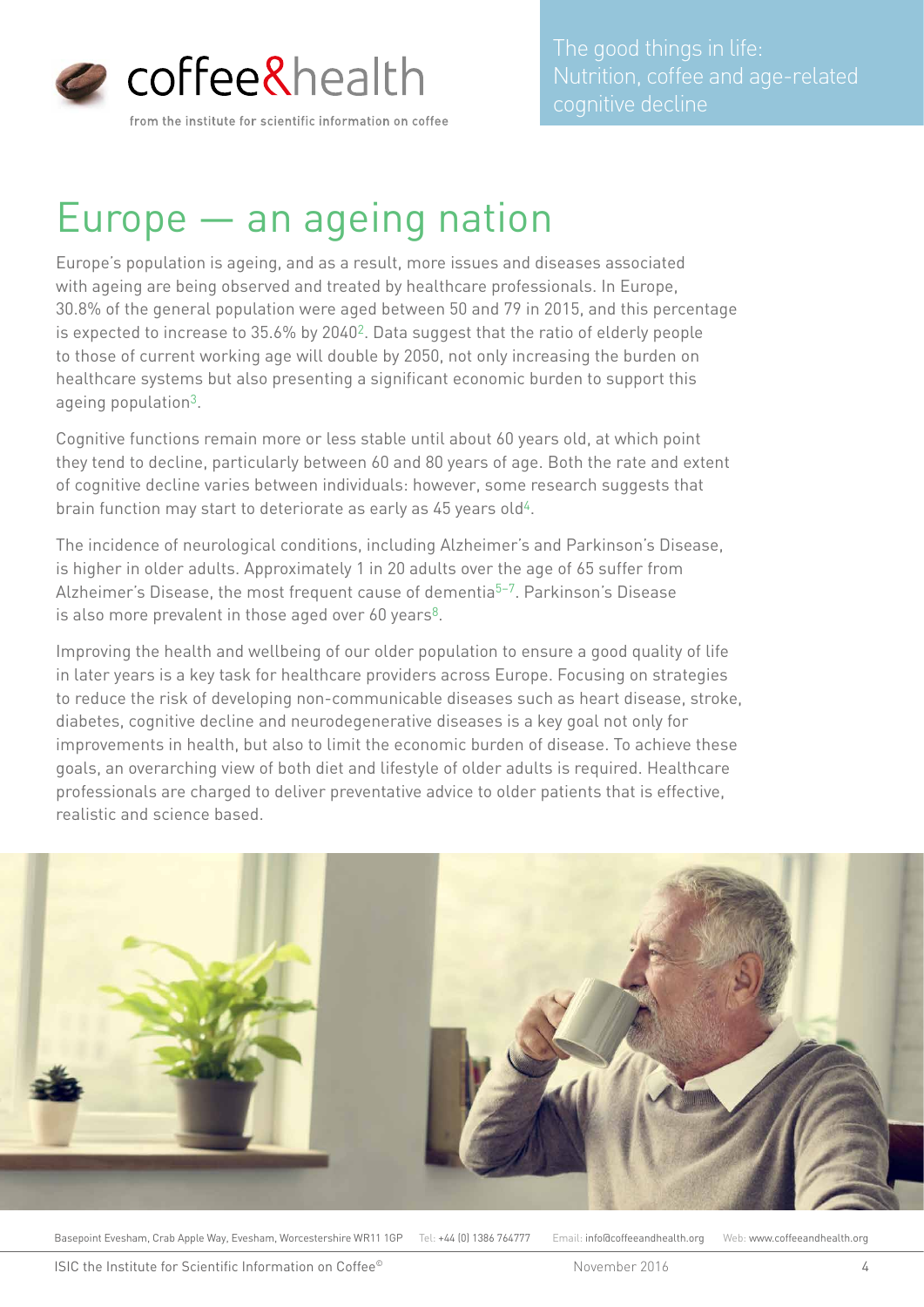# Europe — an ageing nation

Europe's population is ageing, and as a result, more issues and diseases associated with ageing are being observed and treated by healthcare professionals. In Europe, 30.8% of the general population were aged between 50 and 79 in 2015, and this percentage is expected to increase to 35.6% by 2040[2]. Data suggest that the ratio of elderly people to those of current working age will double by 2050, not only increasing the burden on healthcare systems but also presenting a significant economic burden to support this ageing population[3].

Cognitive functions remain more or less stable until about 60 years old, at which point they tend to decline, particularly between 60 and 80 years of age. Both the rate and extent of cognitive decline varies between individuals: however, some research suggests that brain function may start to deteriorate as early as 45 years old[4].

The incidence of neurological conditions, including Alzheimer's and Parkinson's Disease, is higher in older adults. Approximately 1 in 20 adults over the age of 65 suffer from Alzheimer's Disease, the most frequent cause of dementia[5–7]. Parkinson's Disease is also more prevalent in those aged over 60 years[8].

Improving the health and wellbeing of our older population to ensure a good quality of life in later years is a key task for healthcare providers across Europe. Focusing on strategies to reduce the risk of developing non-communicable diseases such as heart disease, stroke, diabetes, cognitive decline and neurodegenerative diseases is a key goal not only for improvements in health, but also to limit the economic burden of disease. To achieve these goals, an overarching view of both diet and lifestyle of older adults is required. Healthcare professionals are charged to deliver preventative advice to older patients that is effective, realistic and science based.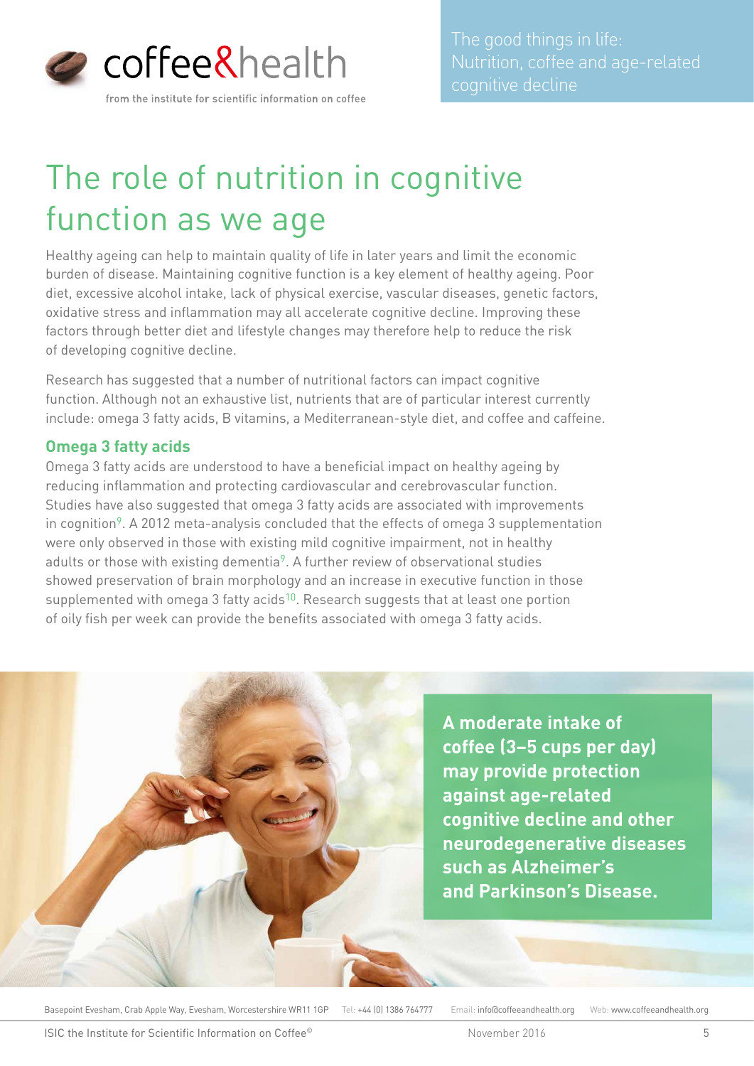# The role of nutrition in cognitive function as we age

Healthy ageing can help to maintain quality of life in later years and limit the economic burden of disease. Maintaining cognitive function is a key element of healthy ageing. Poor diet, excessive alcohol intake, lack of physical exercise, vascular diseases, genetic factors, oxidative stress and inflammation may all accelerate cognitive decline. Improving these factors through better diet and lifestyle changes may therefore help to reduce the risk of developing cognitive decline.

Research has suggested that a number of nutritional factors can impact cognitive function. Although not an exhaustive list, nutrients that are of particular interest currently include: omega 3 fatty acids, B vitamins, a Mediterranean-style diet, and coffee and caffeine.

### Omega 3 fatty acids

Omega 3 fatty acids are understood to have a beneficial impact on healthy ageing by reducing inflammation and protecting cardiovascular and cerebrovascular function. Studies have also suggested that omega 3 fatty acids are associated with improvements in cognition[9]. A 2012 meta-analysis concluded that the effects of omega 3 supplementation were only observed in those with existing mild cognitive impairment, not in healthy adults or those with existing dementia[9]. A further review of observational studies showed preservation of brain morphology and an increase in executive function in those supplemented with omega 3 fatty acids[10]. Research suggests that at least one portion of oily fish per week can provide the benefits associated with omega 3 fatty acids.

**A moderate intake of coffee (3–5 cups per day) may provide protection against age-related cognitive decline and other neurodegenerative diseases such as Alzheimer's and Parkinson's Disease.**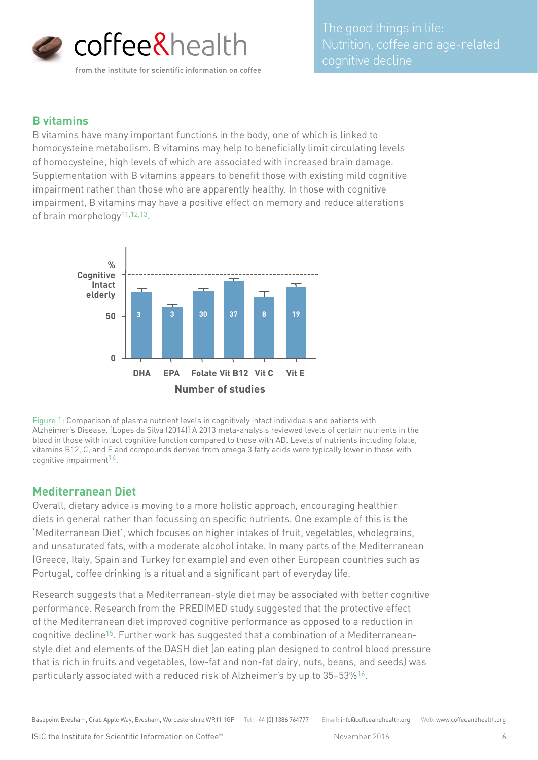## B vitamins

B vitamins have many important functions in the body, one of which is linked to homocysteine metabolism. B vitamins may help to beneficially limit circulating levels of homocysteine, high levels of which are associated with increased brain damage. Supplementation with B vitamins appears to benefit those with existing mild cognitive impairment rather than those who are apparently healthy. In those with cognitive impairment, B vitamins may have a positive effect on memory and reduce alterations of brain morphology[11,12,13].

Figure 1: Comparison of plasma nutrient levels in cognitively intact individuals and patients with Alzheimer's Disease. [Lopes da Silva (2014)] A 2013 meta-analysis reviewed levels of certain nutrients in the blood in those with intact cognitive function compared to those with AD. Levels of nutrients including folate, vitamins B12, C, and E and compounds derived from omega 3 fatty acids were typically lower in those with cognitive impairment[14].

## Mediterranean Diet

Overall, dietary advice is moving to a more holistic approach, encouraging healthier diets in general rather than focussing on specific nutrients. One example of this is the 'Mediterranean Diet', which focuses on higher intakes of fruit, vegetables, wholegrains, and unsaturated fats, with a moderate alcohol intake. In many parts of the Mediterranean (Greece, Italy, Spain and Turkey for example) and even other European countries such as Portugal, coffee drinking is a ritual and a significant part of everyday life.

Research suggests that a Mediterranean-style diet may be associated with better cognitive performance. Research from the PREDIMED study suggested that the protective effect of the Mediterranean diet improved cognitive performance as opposed to a reduction in cognitive decline[15]. Further work has suggested that a combination of a Mediterranean-style diet and elements of the DASH diet (an eating plan designed to control blood pressure that is rich in fruits and vegetables, low-fat and non-fat dairy, nuts, beans, and seeds) was particularly associated with a reduced risk of Alzheimer's by up to 35–53%[16].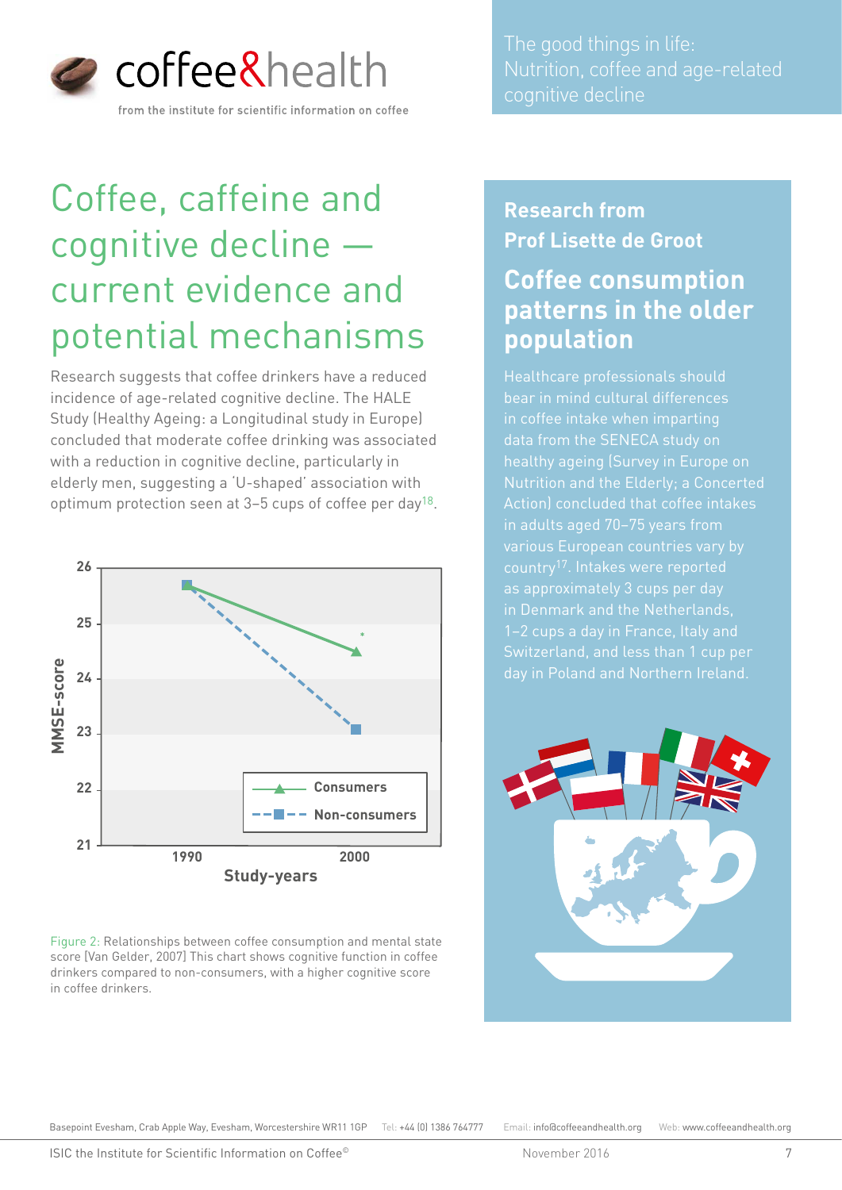# Coffee, caffeine and cognitive decline — current evidence and potential mechanisms

Research suggests that coffee drinkers have a reduced incidence of age-related cognitive decline. The HALE Study (Healthy Ageing: a Longitudinal study in Europe) concluded that moderate coffee drinking was associated with a reduction in cognitive decline, particularly in elderly men, suggesting a 'U-shaped' association with optimum protection seen at 3–5 cups of coffee per day[18].

Figure 2: Relationships between coffee consumption and mental state score (Van Gelder, 2007) This chart shows cognitive function in coffee drinkers compared to non-consumers, with a higher cognitive score in coffee drinkers.

## Research from Prof Lisette de Groot

## Coffee consumption patterns in the older population

Healthcare professionals should bear in mind cultural differences in coffee intake when imparting data from the SENECA study on healthy ageing (Survey in Europe on Nutrition and the Elderly; a Concerted Action) concluded that coffee intakes in adults aged 70–75 years from various European countries vary by country[17]. Intakes were reported as approximately 3 cups per day in Denmark and the Netherlands, 1–2 cups a day in France, Italy and Switzerland, and less than 1 cup per day in Poland and Northern Ireland.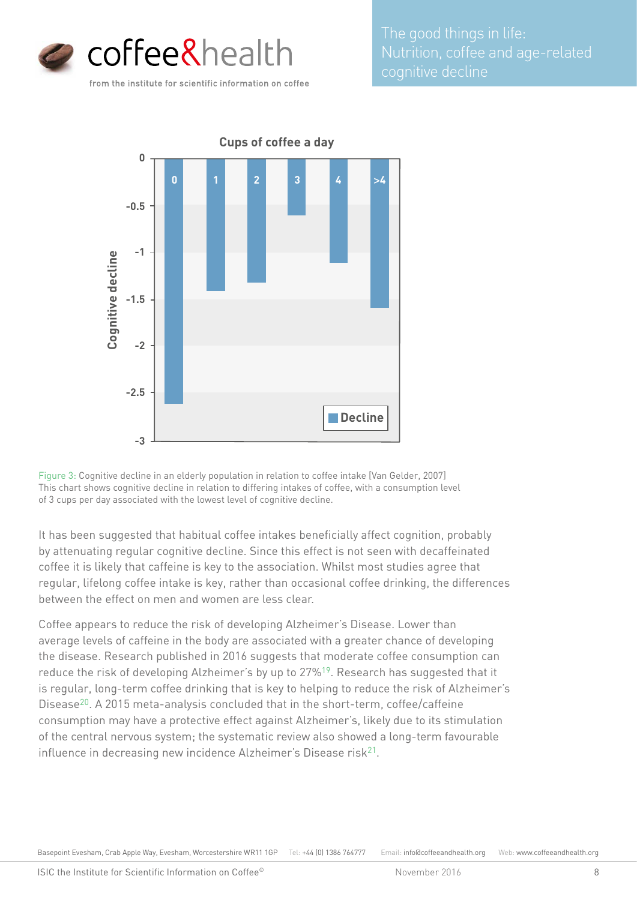Figure 3: Cognitive decline in an elderly population in relation to coffee intake [Van Gelder, 2007]
This chart shows cognitive decline in relation to differing intakes of coffee, with a consumption level of 3 cups per day associated with the lowest level of cognitive decline.

It has been suggested that habitual coffee intakes beneficially affect cognition, probably by attenuating regular cognitive decline. Since this effect is not seen with decaffeinated coffee it is likely that caffeine is key to the association. Whilst most studies agree that regular, lifelong coffee intake is key, rather than occasional coffee drinking, the differences between the effect on men and women are less clear.

Coffee appears to reduce the risk of developing Alzheimer's Disease. Lower than average levels of caffeine in the body are associated with a greater chance of developing the disease. Research published in 2016 suggests that moderate coffee consumption can reduce the risk of developing Alzheimer's by up to 27%[19]. Research has suggested that it is regular, long-term coffee drinking that is key to helping to reduce the risk of Alzheimer's Disease[20]. A 2015 meta-analysis concluded that in the short-term, coffee/caffeine consumption may have a protective effect against Alzheimer's, likely due to its stimulation of the central nervous system; the systematic review also showed a long-term favourable influence in decreasing new incidence Alzheimer's Disease risk[21].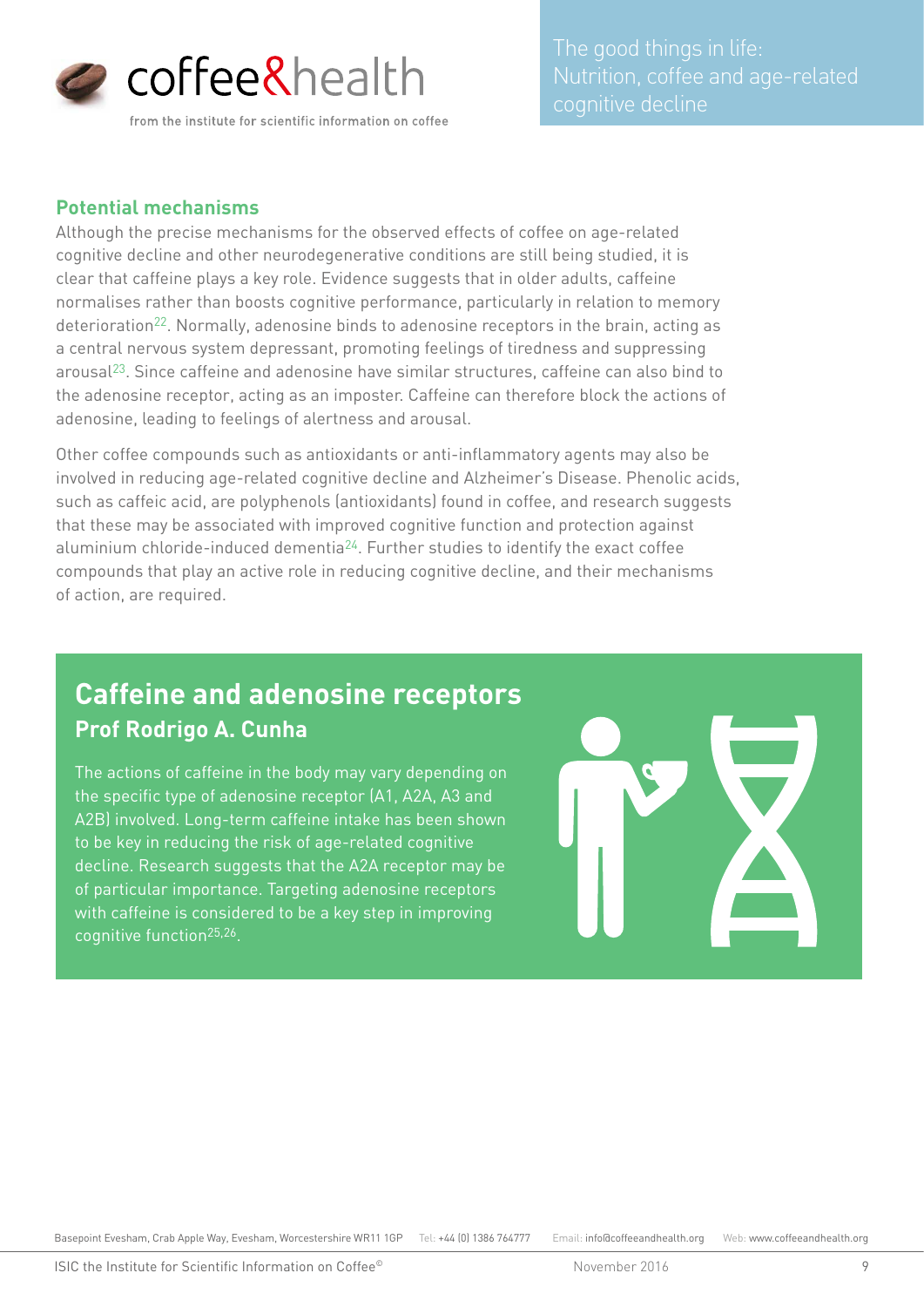## Potential mechanisms

Although the precise mechanisms for the observed effects of coffee on age-related cognitive decline and other neurodegenerative conditions are still being studied, it is clear that caffeine plays a key role. Evidence suggests that in older adults, caffeine normalises rather than boosts cognitive performance, particularly in relation to memory deterioration[22]. Normally, adenosine binds to adenosine receptors in the brain, acting as a central nervous system depressant, promoting feelings of tiredness and suppressing arousal[23]. Since caffeine and adenosine have similar structures, caffeine can also bind to the adenosine receptor, acting as an imposter. Caffeine can therefore block the actions of adenosine, leading to feelings of alertness and arousal.

Other coffee compounds such as antioxidants or anti-inflammatory agents may also be involved in reducing age-related cognitive decline and Alzheimer's Disease. Phenolic acids, such as caffeic acid, are polyphenols (antioxidants) found in coffee, and research suggests that these may be associated with improved cognitive function and protection against aluminium chloride-induced dementia[24]. Further studies to identify the exact coffee compounds that play an active role in reducing cognitive decline, and their mechanisms of action, are required.

## Caffeine and adenosine receptors

### Prof Rodrigo A. Cunha

The actions of caffeine in the body may vary depending on the specific type of adenosine receptor (A1, A2A, A3 and A2B) involved. Long-term caffeine intake has been shown to be key in reducing the risk of age-related cognitive decline. Research suggests that the A2A receptor may be of particular importance. Targeting adenosine receptors with caffeine is considered to be a key step in improving cognitive function[25,26].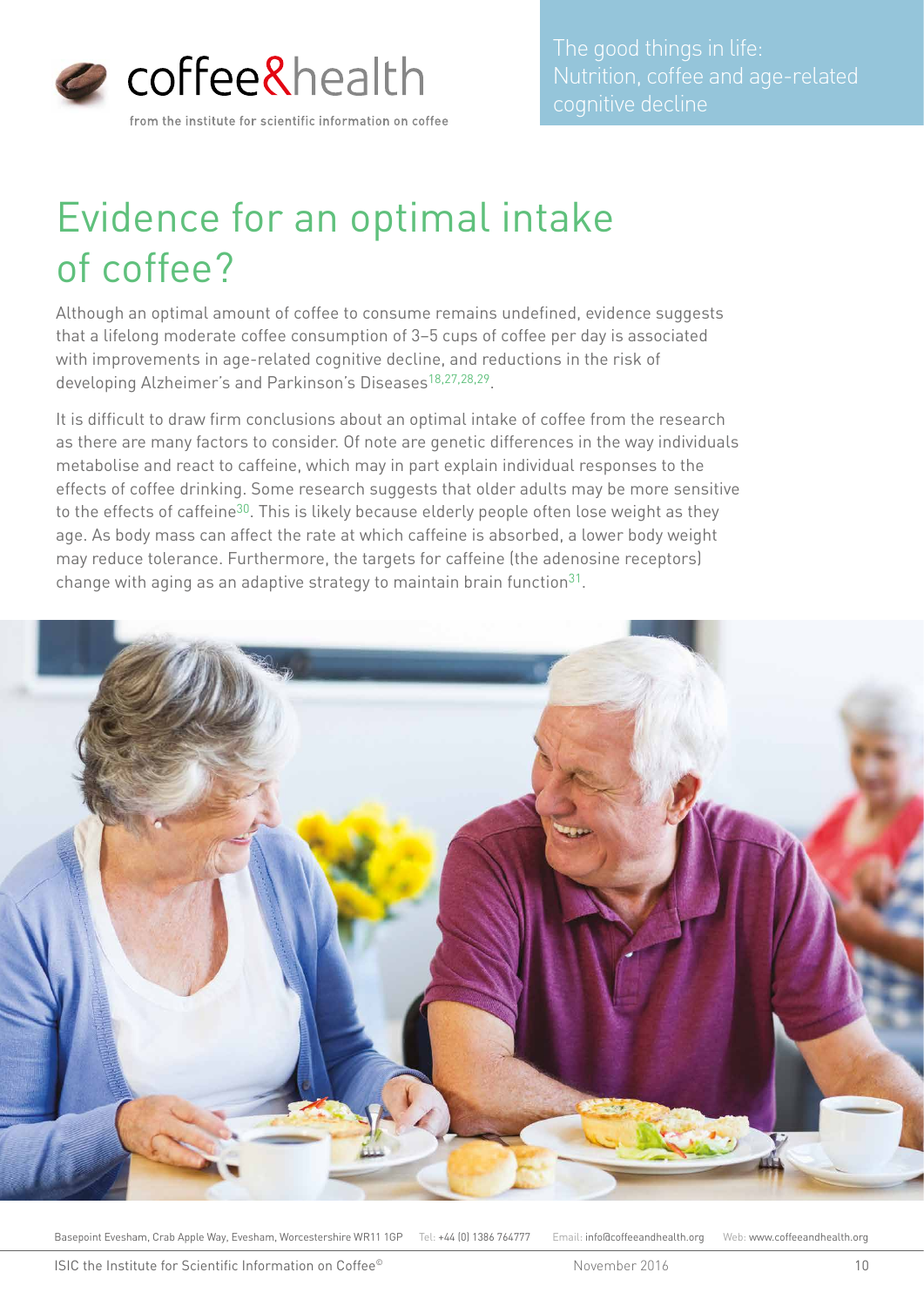# Evidence for an optimal intake of coffee?

Although an optimal amount of coffee to consume remains undefined, evidence suggests that a lifelong moderate coffee consumption of 3–5 cups of coffee per day is associated with improvements in age-related cognitive decline, and reductions in the risk of developing Alzheimer's and Parkinson's Diseases[18,27,28,29].

It is difficult to draw firm conclusions about an optimal intake of coffee from the research as there are many factors to consider. Of note are genetic differences in the way individuals metabolise and react to caffeine, which may in part explain individual responses to the effects of coffee drinking. Some research suggests that older adults may be more sensitive to the effects of caffeine[30]. This is likely because elderly people often lose weight as they age. As body mass can affect the rate at which caffeine is absorbed, a lower body weight may reduce tolerance. Furthermore, the targets for caffeine (the adenosine receptors) change with aging as an adaptive strategy to maintain brain function[31].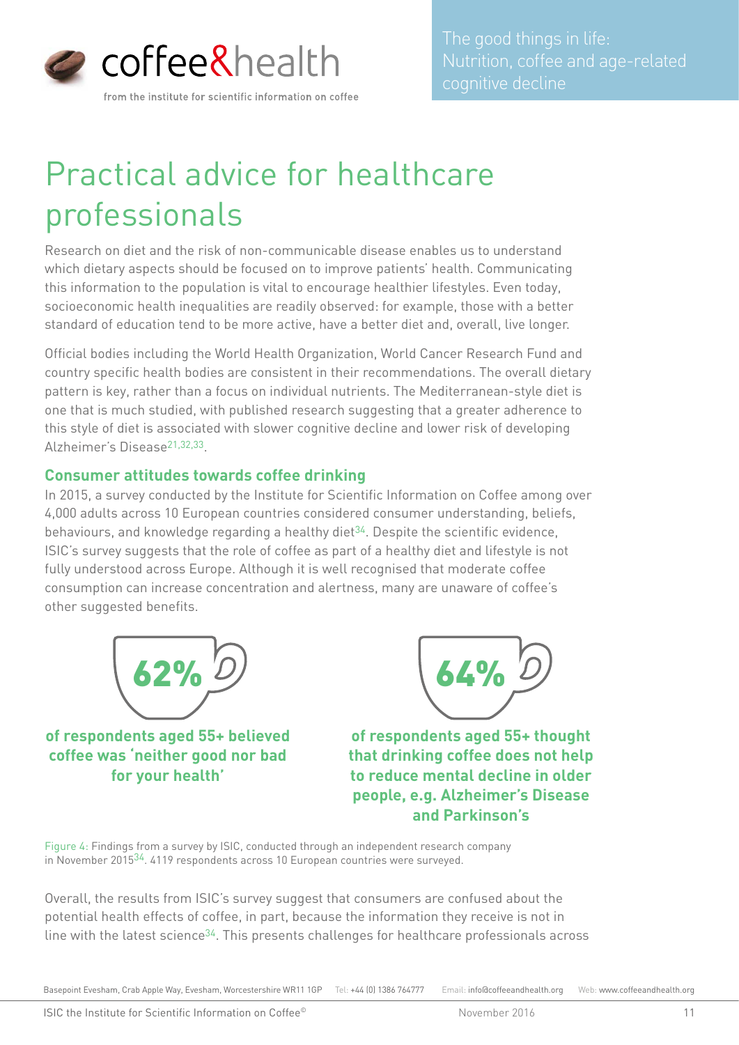# Practical advice for healthcare professionals

Research on diet and the risk of non-communicable disease enables us to understand which dietary aspects should be focused on to improve patients' health. Communicating this information to the population is vital to encourage healthier lifestyles. Even today, socioeconomic health inequalities are readily observed: for example, those with a better standard of education tend to be more active, have a better diet and, overall, live longer.

Official bodies including the World Health Organization, World Cancer Research Fund and country specific health bodies are consistent in their recommendations. The overall dietary pattern is key, rather than a focus on individual nutrients. The Mediterranean-style diet is one that is much studied, with published research suggesting that a greater adherence to this style of diet is associated with slower cognitive decline and lower risk of developing Alzheimer's Disease[21,32,33].

### Consumer attitudes towards coffee drinking

In 2015, a survey conducted by the Institute for Scientific Information on Coffee among over 4,000 adults across 10 European countries considered consumer understanding, beliefs, behaviours, and knowledge regarding a healthy diet[34]. Despite the scientific evidence, ISIC's survey suggests that the role of coffee as part of a healthy diet and lifestyle is not fully understood across Europe. Although it is well recognised that moderate coffee consumption can increase concentration and alertness, many are unaware of coffee's other suggested benefits.

**62%**

**of respondents aged 55+ believed coffee was 'neither good nor bad for your health'**

**64%**

**of respondents aged 55+ thought that drinking coffee does not help to reduce mental decline in older people, e.g. Alzheimer's Disease and Parkinson's**

Figure 4: Findings from a survey by ISIC, conducted through an independent research company in November 2015[34]. 4119 respondents across 10 European countries were surveyed.

Overall, the results from ISIC's survey suggest that consumers are confused about the potential health effects of coffee, in part, because the information they receive is not in line with the latest science[34]. This presents challenges for healthcare professionals across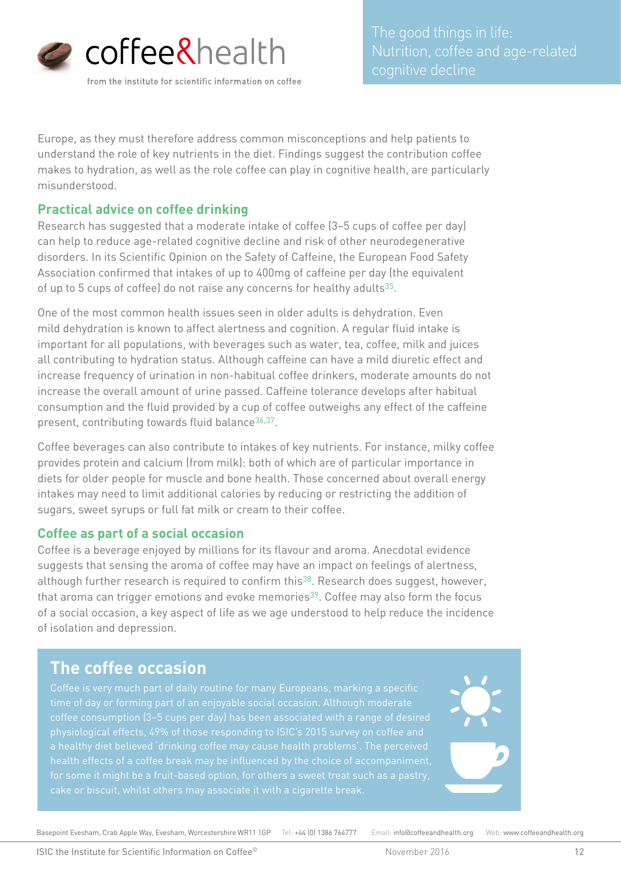Europe, as they must therefore address common misconceptions and help patients to understand the role of key nutrients in the diet. Findings suggest the contribution coffee makes to hydration, as well as the role coffee can play in cognitive health, are particularly misunderstood.

## Practical advice on coffee drinking

Research has suggested that a moderate intake of coffee (3–5 cups of coffee per day) can help to reduce age-related cognitive decline and risk of other neurodegenerative disorders. In its Scientific Opinion on the Safety of Caffeine, the European Food Safety Association confirmed that intakes of up to 400mg of caffeine per day (the equivalent of up to 5 cups of coffee) do not raise any concerns for healthy adults[35].

One of the most common health issues seen in older adults is dehydration. Even mild dehydration is known to affect alertness and cognition. A regular fluid intake is important for all populations, with beverages such as water, tea, coffee, milk and juices all contributing to hydration status. Although caffeine can have a mild diuretic effect and increase frequency of urination in non-habitual coffee drinkers, moderate amounts do not increase the overall amount of urine passed. Caffeine tolerance develops after habitual consumption and the fluid provided by a cup of coffee outweighs any effect of the caffeine present, contributing towards fluid balance[36,37].

Coffee beverages can also contribute to intakes of key nutrients. For instance, milky coffee provides protein and calcium (from milk): both of which are of particular importance in diets for older people for muscle and bone health. Those concerned about overall energy intakes may need to limit additional calories by reducing or restricting the addition of sugars, sweet syrups or full fat milk or cream to their coffee.

## Coffee as part of a social occasion

Coffee is a beverage enjoyed by millions for its flavour and aroma. Anecdotal evidence suggests that sensing the aroma of coffee may have an impact on feelings of alertness, although further research is required to confirm this[38]. Research does suggest, however, that aroma can trigger emotions and evoke memories[39]. Coffee may also form the focus of a social occasion, a key aspect of life as we age understood to help reduce the incidence of isolation and depression.

## The coffee occasion

Coffee is very much part of daily routine for many Europeans, marking a specific time of day or forming part of an enjoyable social occasion. Although moderate coffee consumption (3–5 cups per day) has been associated with a range of desired physiological effects, 49% of those responding to ISIC's 2015 survey on coffee and a healthy diet believed 'drinking coffee may cause health problems'. The perceived health effects of a coffee break may be influenced by the choice of accompaniment, for some it might be a fruit-based option, for others a sweet treat such as a pastry, cake or biscuit, whilst others may associate it with a cigarette break.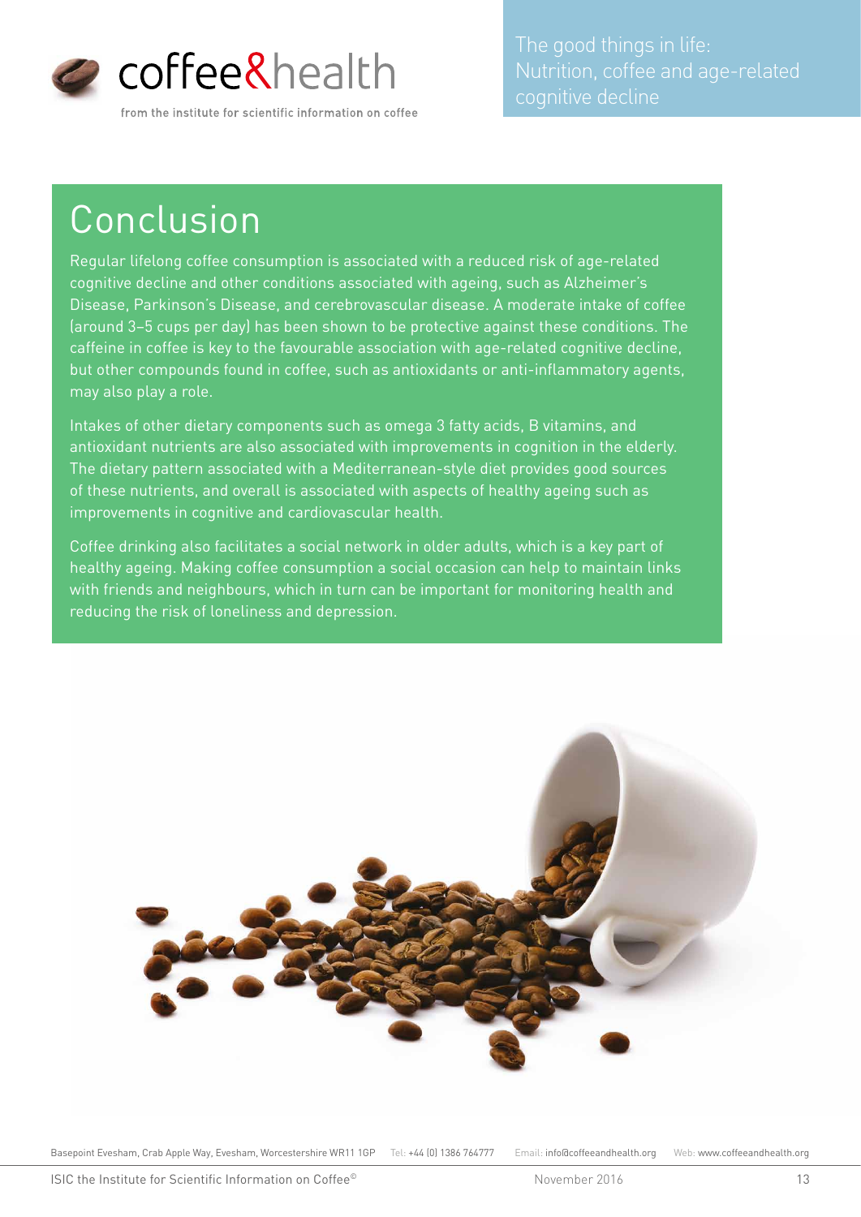# Conclusion

Regular lifelong coffee consumption is associated with a reduced risk of age-related cognitive decline and other conditions associated with ageing, such as Alzheimer's Disease, Parkinson's Disease, and cerebrovascular disease. A moderate intake of coffee (around 3–5 cups per day) has been shown to be protective against these conditions. The caffeine in coffee is key to the favourable association with age-related cognitive decline, but other compounds found in coffee, such as antioxidants or anti-inflammatory agents, may also play a role.

Intakes of other dietary components such as omega 3 fatty acids, B vitamins, and antioxidant nutrients are also associated with improvements in cognition in the elderly. The dietary pattern associated with a Mediterranean-style diet provides good sources of these nutrients, and overall is associated with aspects of healthy ageing such as improvements in cognitive and cardiovascular health.

Coffee drinking also facilitates a social network in older adults, which is a key part of healthy ageing. Making coffee consumption a social occasion can help to maintain links with friends and neighbours, which in turn can be important for monitoring health and reducing the risk of loneliness and depression.

Basepoint Evesham, Crab Apple Way, Evesham, Worcestershire WR11 1GP Tel: +44 (0) 1386 764777 Email: info@coffeeandhealth.org Web: www.coffeeandhealth.org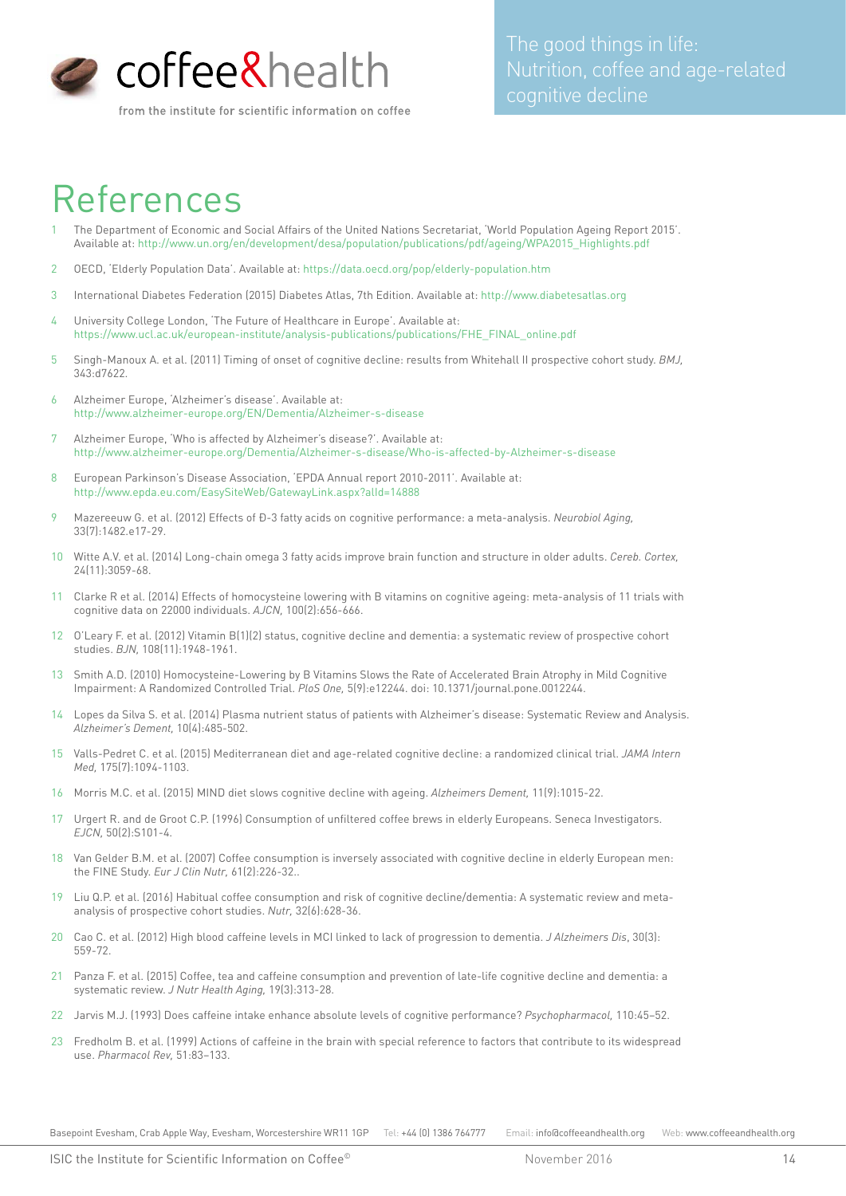# References

1. The Department of Economic and Social Affairs of the United Nations Secretariat, 'World Population Ageing Report 2015'. Available at: http://www.un.org/en/development/desa/population/publications/pdf/ageing/WPA2015_Highlights.pdf
2. OECD, 'Elderly Population Data'. Available at: https://data.oecd.org/pop/elderly-population.htm
3. International Diabetes Federation (2015) Diabetes Atlas, 7th Edition. Available at: http://www.diabetesatlas.org
4. University College London, 'The Future of Healthcare in Europe'. Available at: https://www.ucl.ac.uk/european-institute/analysis-publications/publications/FHE_FINAL_online.pdf
5. Singh-Manoux A. et al. (2011) Timing of onset of cognitive decline: results from Whitehall II prospective cohort study. *BMJ*, 343:d7622.
6. Alzheimer Europe, 'Alzheimer's disease'. Available at: http://www.alzheimer-europe.org/EN/Dementia/Alzheimer-s-disease
7. Alzheimer Europe, 'Who is affected by Alzheimer's disease?'. Available at: http://www.alzheimer-europe.org/Dementia/Alzheimer-s-disease/Who-is-affected-by-Alzheimer-s-disease
8. European Parkinson's Disease Association, 'EPDA Annual report 2010-2011'. Available at: http://www.epda.eu.com/EasySiteWeb/GatewayLink.aspx?alId=14888
9. Mazereeuw G. et al. (2012) Effects of Ð-3 fatty acids on cognitive performance: a meta-analysis. *Neurobiol Aging*, 33(7):1482.e17-29.
10. Witte A.V. et al. (2014) Long-chain omega 3 fatty acids improve brain function and structure in older adults. *Cereb. Cortex*, 24(11):3059-68.
11. Clarke R et al. (2014) Effects of homocysteine lowering with B vitamins on cognitive ageing: meta-analysis of 11 trials with cognitive data on 22000 individuals. *AJCN*, 100(2):656-666.
12. O'Leary F. et al. (2012) Vitamin B(1)(2) status, cognitive decline and dementia: a systematic review of prospective cohort studies. *BJN*, 108(11):1948-1961.
13. Smith A.D. (2010) Homocysteine-Lowering by B Vitamins Slows the Rate of Accelerated Brain Atrophy in Mild Cognitive Impairment: A Randomized Controlled Trial. *PloS One*, 5(9):e12244. doi: 10.1371/journal.pone.0012244.
14. Lopes da Silva S. et al. (2014) Plasma nutrient status of patients with Alzheimer's disease: Systematic Review and Analysis. *Alzheimer's Dement*, 10(4):485-502.
15. Valls-Pedret C. et al. (2015) Mediterranean diet and age-related cognitive decline: a randomized clinical trial. *JAMA Intern Med*, 175(7):1094-1103.
16. Morris M.C. et al. (2015) MIND diet slows cognitive decline with ageing. *Alzheimers Dement*, 11(9):1015-22.
17. Urgert R. and de Groot C.P. (1996) Consumption of unfiltered coffee brews in elderly Europeans. Seneca Investigators. *EJCN*, 50(2):S101-4.
18. Van Gelder B.M. et al. (2007) Coffee consumption is inversely associated with cognitive decline in elderly European men: the FINE Study. *Eur J Clin Nutr*, 61(2):226-32..
19. Liu Q.P. et al. (2016) Habitual coffee consumption and risk of cognitive decline/dementia: A systematic review and meta-analysis of prospective cohort studies. *Nutr*, 32(6):628-36.
20. Cao C. et al. (2012) High blood caffeine levels in MCI linked to lack of progression to dementia. *J Alzheimers Dis*, 30(3): 559-72.
21. Panza F. et al. (2015) Coffee, tea and caffeine consumption and prevention of late-life cognitive decline and dementia: a systematic review. *J Nutr Health Aging*, 19(3):313-28.
22. Jarvis M.J. (1993) Does caffeine intake enhance absolute levels of cognitive performance? *Psychopharmacol*, 110:45–52.
23. Fredholm B. et al. (1999) Actions of caffeine in the brain with special reference to factors that contribute to its widespread use. *Pharmacol Rev*, 51:83–133.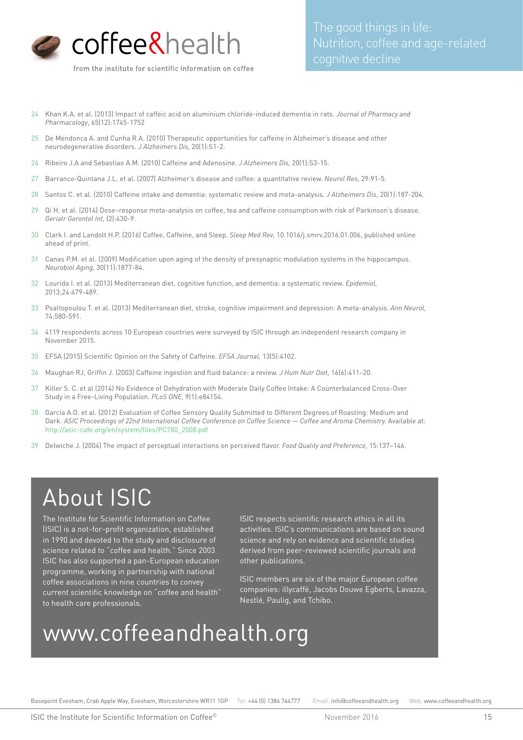24 Khan K.A. et al. (2013) Impact of caffeic acid on aluminium chloride-induced dementia in rats. *Journal of Pharmacy and Pharmacology*, 65(12):1745-1752

25 De Mendonca A. and Cunha R.A. (2010) Therapeutic opportunities for caffeine in Alzheimer's disease and other neurodegenerative disorders. *J Alzheimers Dis*, 20(1):S1-2.

26 Ribeiro J.A and Sebastiao A.M. (2010) Caffeine and Adenosine. *J Alzheimers Dis*, 20(1):S3-15.

27 Barranco-Quintana J.L. et al. (2007) Alzheimer's disease and coffee: a quantitative review. *Neurol Res*, 29:91-5.

28 Santos C. et al. (2010) Caffeine intake and dementia: systematic review and meta-analysis. *J Alzheimers Dis*, 20(1):187-204.

29 Qi H. et al. (2014) Dose–response meta-analysis on coffee, tea and caffeine consumption with risk of Parkinson's disease. *Geriatr Gerontol Int*, (2):430-9.

30 Clark I. and Landolt H.P. (2016) Coffee, Caffeine, and Sleep. *Sleep Med Rev*, 10.1016/j.smrv.2016.01.006, published online ahead of print.

31 Canas P.M. et al. (2009) Modification upon aging of the density of presynaptic modulation systems in the hippocampus. *Neurobiol Aging*, 30(11):1877-84.

32 Lourida I. et al. (2013) Mediterranean diet, cognitive function, and dementia: a systematic review. *Epidemiol*, 2013;24:479-489.

33 Psaltopoulou T. et al. (2013) Mediterranean diet, stroke, cognitive impairment and depression: A meta-analysis. *Ann Neurol*, 74:580-591.

34 4119 respondents across 10 European countries were surveyed by ISIC through an independent research company in November 2015.

35 EFSA (2015) Scientific Opinion on the Safety of Caffeine. *EFSA Journal*, 13(5):4102.

36 Maughan RJ, Griffin J. (2003) Caffeine ingestion and fluid balance: a review. *J Hum Nutr Diet*, 16(6):411–20.

37 Killer S. C. et al (2014) No Evidence of Dehydration with Moderate Daily Coffee Intake: A Counterbalanced Cross-Over Study in a Free-Living Population. *PLoS ONE*, 9(1):e84154.

38 Garcia A.O. et al. (2012) Evaluation of Coffee Sensory Quality Submitted to Different Degrees of Roasting: Medium and Dark. *ASIC Proceedings of 22nd International Coffee Conference on Coffee Science — Coffee and Aroma Chemistry.* Available at: http://asic-cafe.org/en/system/files/PC780_2008.pdf

39 Delwiche J. (2004) The impact of perceptual interactions on perceived flavor. *Food Quality and Preference*, 15:137–146.

# About ISIC

The Institute for Scientific Information on Coffee (ISIC) is a not-for-profit organization, established in 1990 and devoted to the study and disclosure of science related to "coffee and health." Since 2003 ISIC has also supported a pan-European education programme, working in partnership with national coffee associations in nine countries to convey current scientific knowledge on "coffee and health" to health care professionals.

ISIC respects scientific research ethics in all its activities. ISIC's communications are based on sound science and rely on evidence and scientific studies derived from peer-reviewed scientific journals and other publications.

ISIC members are six of the major European coffee companies: illycaffè, Jacobs Douwe Egberts, Lavazza, Nestlé, Paulig, and Tchibo.

## www.coffeeandhealth.org

Basepoint Evesham, Crab Apple Way, Evesham, Worcestershire WR11 1GP Tel: +44 (0) 1386 764777 Email: info@coffeeandhealth.org Web: www.coffeeandhealth.org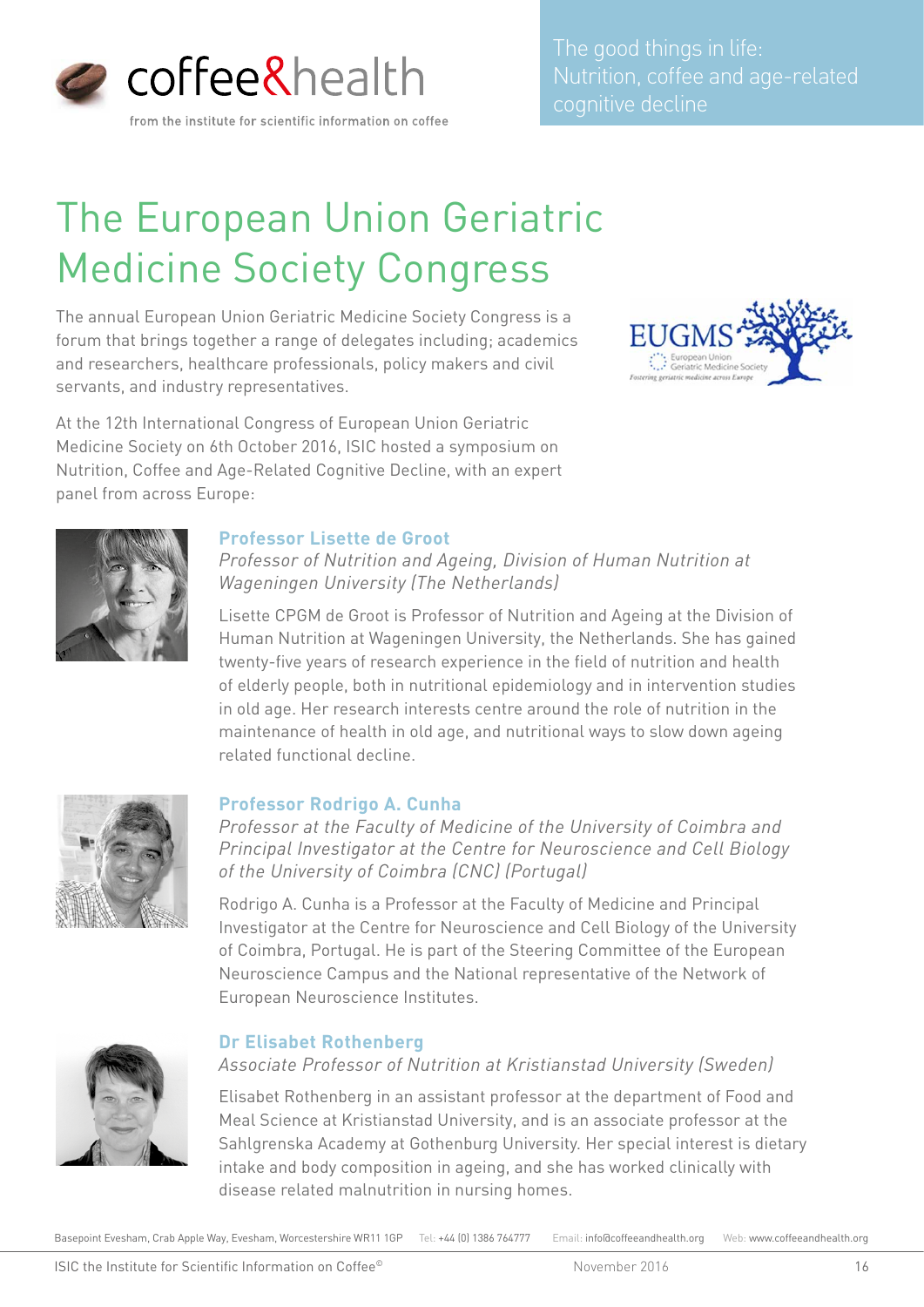# The European Union Geriatric Medicine Society Congress

The annual European Union Geriatric Medicine Society Congress is a forum that brings together a range of delegates including; academics and researchers, healthcare professionals, policy makers and civil servants, and industry representatives.

At the 12th International Congress of European Union Geriatric Medicine Society on 6th October 2016, ISIC hosted a symposium on Nutrition, Coffee and Age-Related Cognitive Decline, with an expert panel from across Europe:

### Professor Lisette de Groot

*Professor of Nutrition and Ageing, Division of Human Nutrition at Wageningen University (The Netherlands)*

Lisette CPGM de Groot is Professor of Nutrition and Ageing at the Division of Human Nutrition at Wageningen University, the Netherlands. She has gained twenty-five years of research experience in the field of nutrition and health of elderly people, both in nutritional epidemiology and in intervention studies in old age. Her research interests centre around the role of nutrition in the maintenance of health in old age, and nutritional ways to slow down ageing related functional decline.

### Professor Rodrigo A. Cunha

*Professor at the Faculty of Medicine of the University of Coimbra and Principal Investigator at the Centre for Neuroscience and Cell Biology of the University of Coimbra (CNC) (Portugal)*

Rodrigo A. Cunha is a Professor at the Faculty of Medicine and Principal Investigator at the Centre for Neuroscience and Cell Biology of the University of Coimbra, Portugal. He is part of the Steering Committee of the European Neuroscience Campus and the National representative of the Network of European Neuroscience Institutes.

### Dr Elisabet Rothenberg

*Associate Professor of Nutrition at Kristianstad University (Sweden)*

Elisabet Rothenberg in an assistant professor at the department of Food and Meal Science at Kristianstad University, and is an associate professor at the Sahlgrenska Academy at Gothenburg University. Her special interest is dietary intake and body composition in ageing, and she has worked clinically with disease related malnutrition in nursing homes.